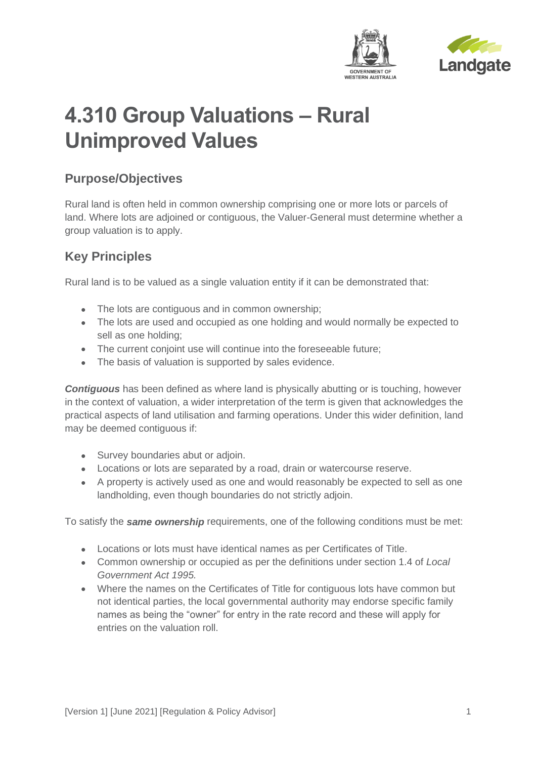# 4.310 Group Valuations – Rural Unimproved Values

## Purpose/Objectives

Rural land is often held in common ownership comprising one or more lots or parcels of land. Where lots are adjoined or contiguous, the Valuer-General must determine whether a group valuation is to apply.

## Key Principles

Rural land is to be valued as a single valuation entity if it can be demonstrated that:

- The lots are contiguous and in common ownership;
- The lots are used and occupied as one holding and would normally be expected to sell as one holding;
- The current conjoint use will continue into the foreseeable future;
- The basis of valuation is supported by sales evidence.

***Contiguous*** has been defined as where land is physically abutting or is touching, however in the context of valuation, a wider interpretation of the term is given that acknowledges the practical aspects of land utilisation and farming operations. Under this wider definition, land may be deemed contiguous if:

- Survey boundaries abut or adjoin.
- Locations or lots are separated by a road, drain or watercourse reserve.
- A property is actively used as one and would reasonably be expected to sell as one landholding, even though boundaries do not strictly adjoin.

To satisfy the ***same ownership*** requirements, one of the following conditions must be met:

- Locations or lots must have identical names as per Certificates of Title.
- Common ownership or occupied as per the definitions under section 1.4 of *Local Government Act 1995.*
- Where the names on the Certificates of Title for contiguous lots have common but not identical parties, the local governmental authority may endorse specific family names as being the "owner" for entry in the rate record and these will apply for entries on the valuation roll.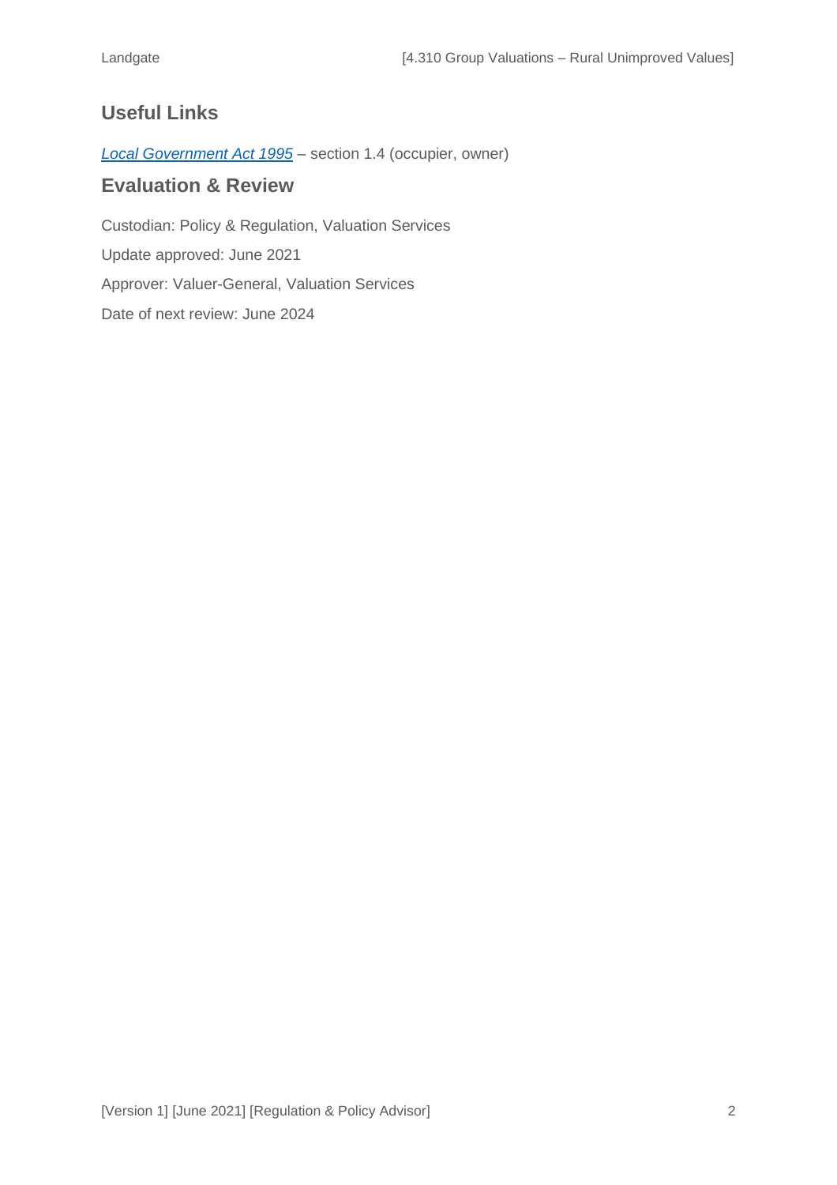## Useful Links

*Local Government Act 1995* – section 1.4 (occupier, owner)

## Evaluation & Review

Custodian: Policy & Regulation, Valuation Services

Update approved: June 2021

Approver: Valuer-General, Valuation Services

Date of next review: June 2024